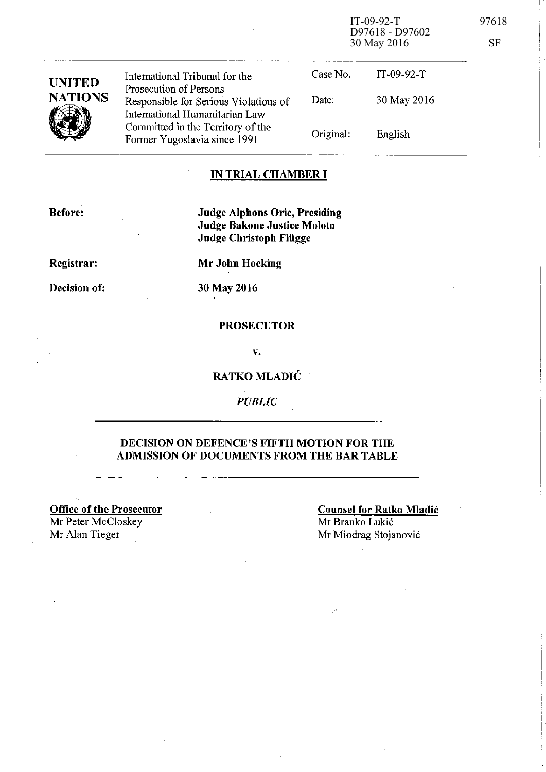IT-09-92-T
D97618 - D97602
30 May 2016

97618

SF

| UNITED NATIONS | International Tribunal for the Prosecution of Persons Responsible for Serious Violations of International Humanitarian Law Committed in the Territory of the Former Yugoslavia since 1991 | Case No. | IT-09-92-T |
|---|---|---|---|
| | | Date: | 30 May 2016 |
| | | Original: | English |

## IN TRIAL CHAMBER I

**Before:** **Judge Alphons Orie, Presiding**
**Judge Bakone Justice Moloto**
**Judge Christoph Flügge**

**Registrar:** **Mr John Hocking**

**Decision of:** **30 May 2016**

**PROSECUTOR**

**v.**

**RATKO MLADIĆ**

*PUBLIC*

## DECISION ON DEFENCE'S FIFTH MOTION FOR THE ADMISSION OF DOCUMENTS FROM THE BAR TABLE

**Office of the Prosecutor**
Mr Peter McCloskey
Mr Alan Tieger

**Counsel for Ratko Mladić**
Mr Branko Lukić
Mr Miodrag Stojanović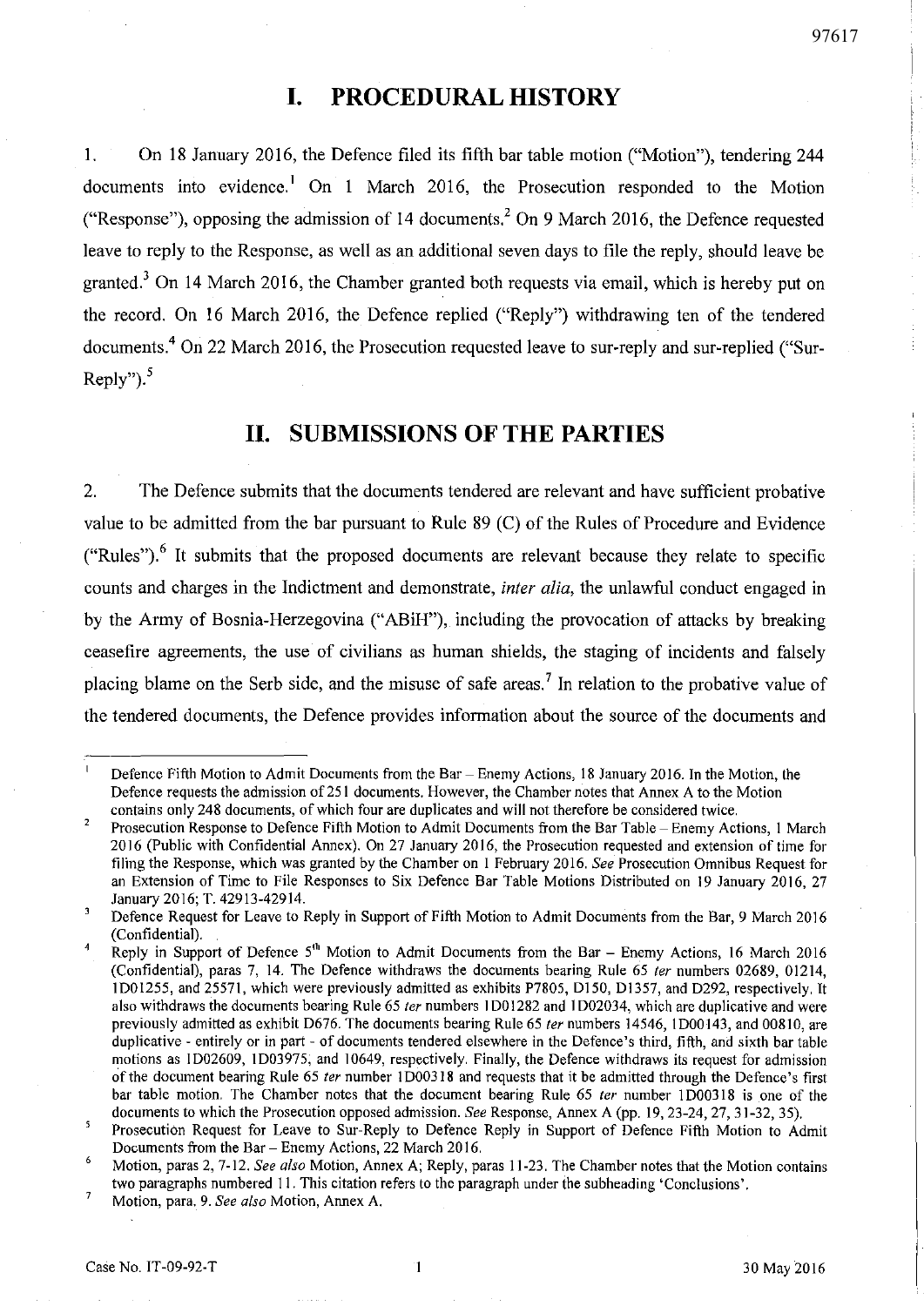# I. PROCEDURAL HISTORY

1. On 18 January 2016, the Defence filed its fifth bar table motion ("Motion"), tendering 244 documents into evidence.[1] On 1 March 2016, the Prosecution responded to the Motion ("Response"), opposing the admission of 14 documents.[2] On 9 March 2016, the Defence requested leave to reply to the Response, as well as an additional seven days to file the reply, should leave be granted.[3] On 14 March 2016, the Chamber granted both requests via email, which is hereby put on the record. On 16 March 2016, the Defence replied ("Reply") withdrawing ten of the tendered documents.[4] On 22 March 2016, the Prosecution requested leave to sur-reply and sur-replied ("Sur-Reply").[5]

# II. SUBMISSIONS OF THE PARTIES

2. The Defence submits that the documents tendered are relevant and have sufficient probative value to be admitted from the bar pursuant to Rule 89 (C) of the Rules of Procedure and Evidence ("Rules").[6] It submits that the proposed documents are relevant because they relate to specific counts and charges in the Indictment and demonstrate, *inter alia*, the unlawful conduct engaged in by the Army of Bosnia-Herzegovina ("ABiH"), including the provocation of attacks by breaking ceasefire agreements, the use of civilians as human shields, the staging of incidents and falsely placing blame on the Serb side, and the misuse of safe areas.[7] In relation to the probative value of the tendered documents, the Defence provides information about the source of the documents and

---

[1] Defence Fifth Motion to Admit Documents from the Bar – Enemy Actions, 18 January 2016. In the Motion, the Defence requests the admission of 251 documents. However, the Chamber notes that Annex A to the Motion contains only 248 documents, of which four are duplicates and will not therefore be considered twice.

[2] Prosecution Response to Defence Fifth Motion to Admit Documents from the Bar Table – Enemy Actions, 1 March 2016 (Public with Confidential Annex). On 27 January 2016, the Prosecution requested and extension of time for filing the Response, which was granted by the Chamber on 1 February 2016. *See* Prosecution Omnibus Request for an Extension of Time to File Responses to Six Defence Bar Table Motions Distributed on 19 January 2016, 27 January 2016; T. 42913-42914.

[3] Defence Request for Leave to Reply in Support of Fifth Motion to Admit Documents from the Bar, 9 March 2016 (Confidential).

[4] Reply in Support of Defence 5th Motion to Admit Documents from the Bar – Enemy Actions, 16 March 2016 (Confidential), paras 7, 14. The Defence withdraws the documents bearing Rule 65 *ter* numbers 02689, 01214, 1D01255, and 25571, which were previously admitted as exhibits P7805, D150, D1357, and D292, respectively. It also withdraws the documents bearing Rule 65 *ter* numbers 1D01282 and 1D02034, which are duplicative and were previously admitted as exhibit D676. The documents bearing Rule 65 *ter* numbers 14546, 1D00143, and 00810, are duplicative - entirely or in part - of documents tendered elsewhere in the Defence's third, fifth, and sixth bar table motions as 1D02609, 1D03975, and 10649, respectively. Finally, the Defence withdraws its request for admission of the document bearing Rule 65 *ter* number 1D00318 and requests that it be admitted through the Defence's first bar table motion. The Chamber notes that the document bearing Rule 65 *ter* number 1D00318 is one of the documents to which the Prosecution opposed admission. *See* Response, Annex A (pp. 19, 23-24, 27, 31-32, 35).

[5] Prosecution Request for Leave to Sur-Reply to Defence Reply in Support of Defence Fifth Motion to Admit Documents from the Bar – Enemy Actions, 22 March 2016.

[6] Motion, paras 2, 7-12. *See also* Motion, Annex A; Reply, paras 11-23. The Chamber notes that the Motion contains two paragraphs numbered 11. This citation refers to the paragraph under the subheading 'Conclusions'.

[7] Motion, para. 9. *See also* Motion, Annex A.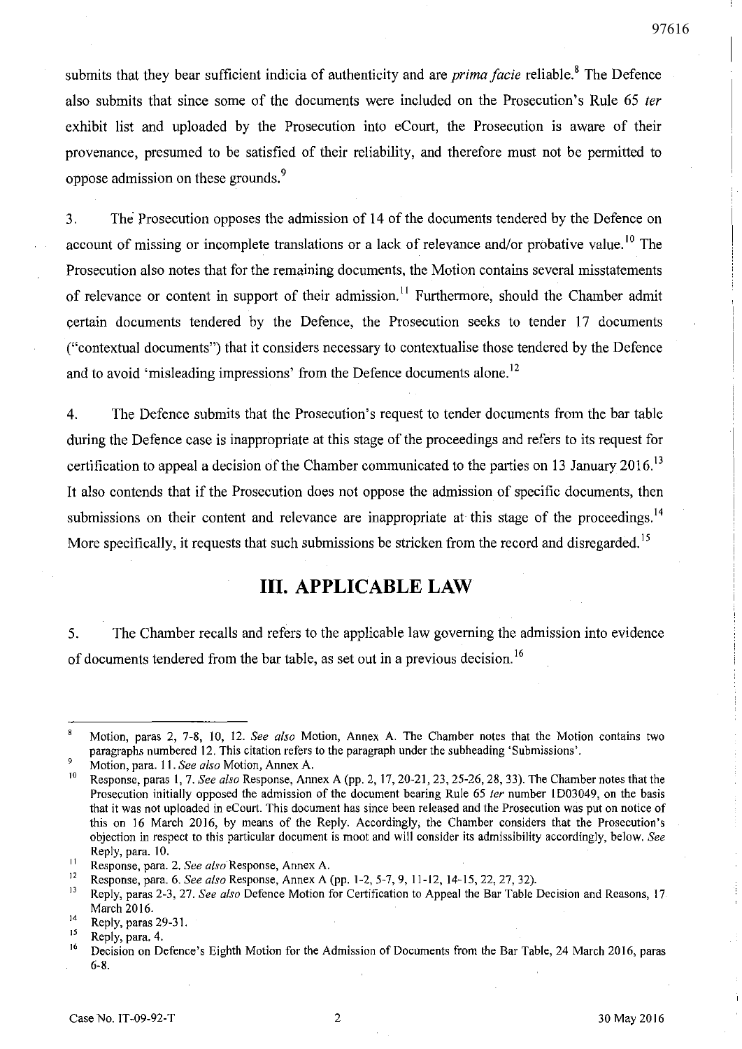submits that they bear sufficient indicia of authenticity and are *prima facie* reliable.[8] The Defence also submits that since some of the documents were included on the Prosecution's Rule 65 *ter* exhibit list and uploaded by the Prosecution into eCourt, the Prosecution is aware of their provenance, presumed to be satisfied of their reliability, and therefore must not be permitted to oppose admission on these grounds.[9]

3. The Prosecution opposes the admission of 14 of the documents tendered by the Defence on account of missing or incomplete translations or a lack of relevance and/or probative value.[10] The Prosecution also notes that for the remaining documents, the Motion contains several misstatements of relevance or content in support of their admission.[11] Furthermore, should the Chamber admit certain documents tendered by the Defence, the Prosecution seeks to tender 17 documents ("contextual documents") that it considers necessary to contextualise those tendered by the Defence and to avoid 'misleading impressions' from the Defence documents alone.[12]

4. The Defence submits that the Prosecution's request to tender documents from the bar table during the Defence case is inappropriate at this stage of the proceedings and refers to its request for certification to appeal a decision of the Chamber communicated to the parties on 13 January 2016.[13] It also contends that if the Prosecution does not oppose the admission of specific documents, then submissions on their content and relevance are inappropriate at this stage of the proceedings.[14] More specifically, it requests that such submissions be stricken from the record and disregarded.[15]

## III. APPLICABLE LAW

5. The Chamber recalls and refers to the applicable law governing the admission into evidence of documents tendered from the bar table, as set out in a previous decision.[16]

---

[8] Motion, paras 2, 7-8, 10, 12. *See also* Motion, Annex A. The Chamber notes that the Motion contains two paragraphs numbered 12. This citation refers to the paragraph under the subheading 'Submissions'.

[9] Motion, para. 11. *See also* Motion, Annex A.

[10] Response, paras 1, 7. *See also* Response, Annex A (pp. 2, 17, 20-21, 23, 25-26, 28, 33). The Chamber notes that the Prosecution initially opposed the admission of the document bearing Rule 65 *ter* number 1D03049, on the basis that it was not uploaded in eCourt. This document has since been released and the Prosecution was put on notice of this on 16 March 2016, by means of the Reply. Accordingly, the Chamber considers that the Prosecution's objection in respect to this particular document is moot and will consider its admissibility accordingly, below. *See* Reply, para. 10.

[11] Response, para. 2. *See also* Response, Annex A.

[12] Response, para. 6. *See also* Response, Annex A (pp. 1-2, 5-7, 9, 11-12, 14-15, 22, 27, 32).

[13] Reply, paras 2-3, 27. *See also* Defence Motion for Certification to Appeal the Bar Table Decision and Reasons, 17 March 2016.

[14] Reply, paras 29-31.

[15] Reply, para. 4.

[16] Decision on Defence's Eighth Motion for the Admission of Documents from the Bar Table, 24 March 2016, paras 6-8.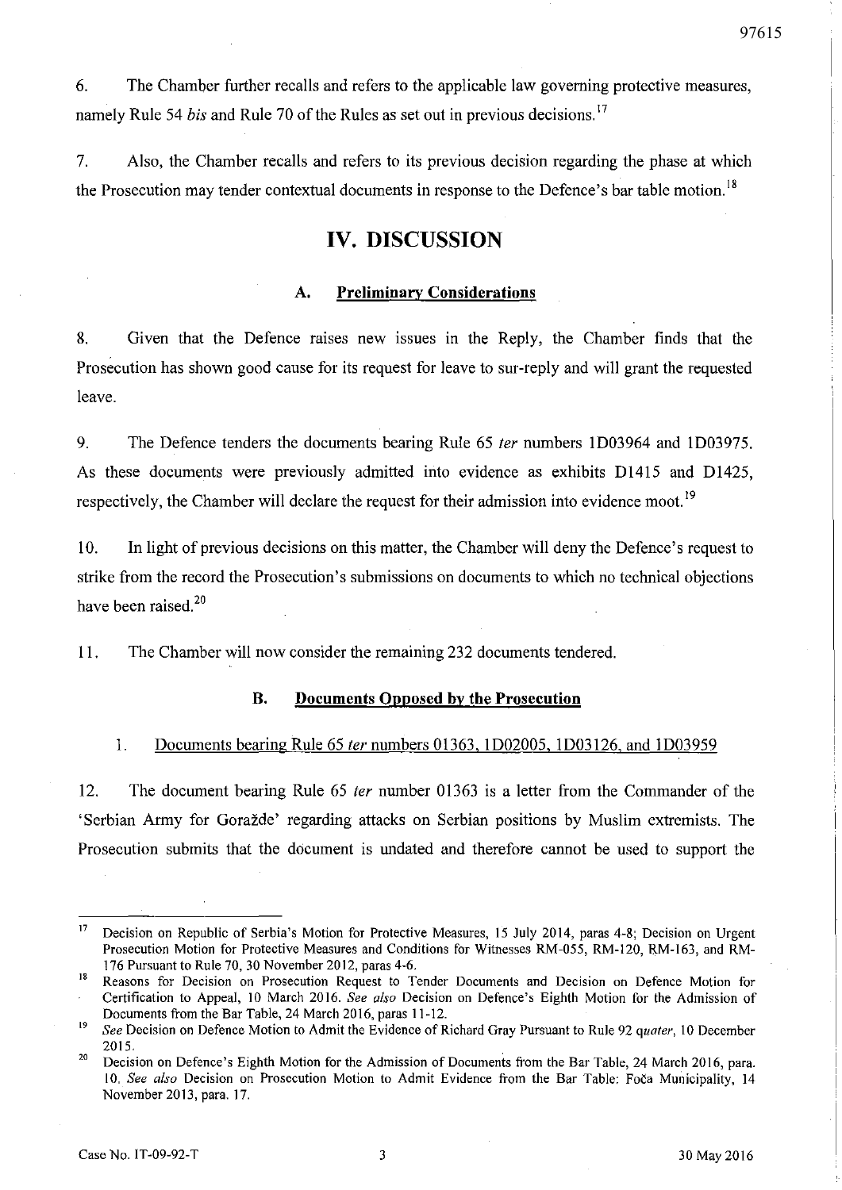6. The Chamber further recalls and refers to the applicable law governing protective measures, namely Rule 54 *bis* and Rule 70 of the Rules as set out in previous decisions.[17]

7. Also, the Chamber recalls and refers to its previous decision regarding the phase at which the Prosecution may tender contextual documents in response to the Defence's bar table motion.[18]

# IV. DISCUSSION

## A. Preliminary Considerations

8. Given that the Defence raises new issues in the Reply, the Chamber finds that the Prosecution has shown good cause for its request for leave to sur-reply and will grant the requested leave.

9. The Defence tenders the documents bearing Rule 65 *ter* numbers 1D03964 and 1D03975. As these documents were previously admitted into evidence as exhibits D1415 and D1425, respectively, the Chamber will declare the request for their admission into evidence moot.[19]

10. In light of previous decisions on this matter, the Chamber will deny the Defence's request to strike from the record the Prosecution's submissions on documents to which no technical objections have been raised.[20]

11. The Chamber will now consider the remaining 232 documents tendered.

## B. Documents Opposed by the Prosecution

### 1. Documents bearing Rule 65 *ter* numbers 01363, 1D02005, 1D03126, and 1D03959

12. The document bearing Rule 65 *ter* number 01363 is a letter from the Commander of the 'Serbian Army for Goražde' regarding attacks on Serbian positions by Muslim extremists. The Prosecution submits that the document is undated and therefore cannot be used to support the

---

[17] Decision on Republic of Serbia's Motion for Protective Measures, 15 July 2014, paras 4-8; Decision on Urgent Prosecution Motion for Protective Measures and Conditions for Witnesses RM-055, RM-120, RM-163, and RM-176 Pursuant to Rule 70, 30 November 2012, paras 4-6.

[18] Reasons for Decision on Prosecution Request to Tender Documents and Decision on Defence Motion for Certification to Appeal, 10 March 2016. *See also* Decision on Defence's Eighth Motion for the Admission of Documents from the Bar Table, 24 March 2016, paras 11-12.

[19] *See* Decision on Defence Motion to Admit the Evidence of Richard Gray Pursuant to Rule 92 *quater*, 10 December 2015.

[20] Decision on Defence's Eighth Motion for the Admission of Documents from the Bar Table, 24 March 2016, para. 10. *See also* Decision on Prosecution Motion to Admit Evidence from the Bar Table: Foča Municipality, 14 November 2013, para. 17.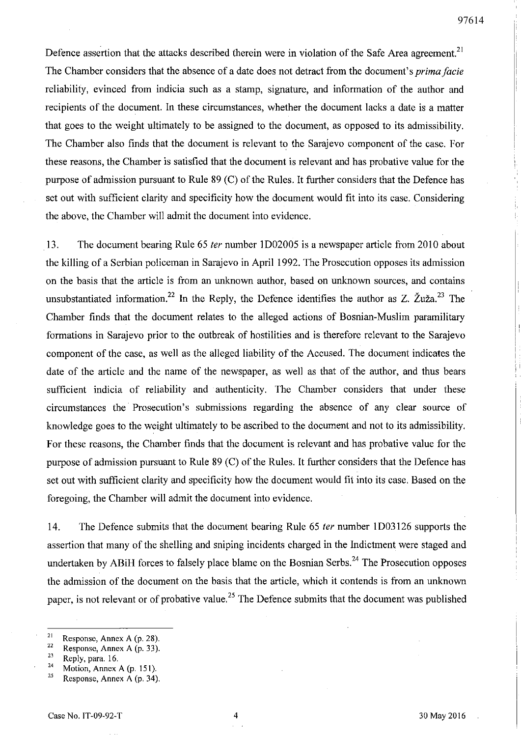Defence assertion that the attacks described therein were in violation of the Safe Area agreement.[21] The Chamber considers that the absence of a date does not detract from the document's *prima facie* reliability, evinced from indicia such as a stamp, signature, and information of the author and recipients of the document. In these circumstances, whether the document lacks a date is a matter that goes to the weight ultimately to be assigned to the document, as opposed to its admissibility. The Chamber also finds that the document is relevant to the Sarajevo component of the case. For these reasons, the Chamber is satisfied that the document is relevant and has probative value for the purpose of admission pursuant to Rule 89 (C) of the Rules. It further considers that the Defence has set out with sufficient clarity and specificity how the document would fit into its case. Considering the above, the Chamber will admit the document into evidence.

13. The document bearing Rule 65 *ter* number 1D02005 is a newspaper article from 2010 about the killing of a Serbian policeman in Sarajevo in April 1992. The Prosecution opposes its admission on the basis that the article is from an unknown author, based on unknown sources, and contains unsubstantiated information.[22] In the Reply, the Defence identifies the author as Z. Žuža.[23] The Chamber finds that the document relates to the alleged actions of Bosnian-Muslim paramilitary formations in Sarajevo prior to the outbreak of hostilities and is therefore relevant to the Sarajevo component of the case, as well as the alleged liability of the Accused. The document indicates the date of the article and the name of the newspaper, as well as that of the author, and thus bears sufficient indicia of reliability and authenticity. The Chamber considers that under these circumstances the Prosecution's submissions regarding the absence of any clear source of knowledge goes to the weight ultimately to be ascribed to the document and not to its admissibility. For these reasons, the Chamber finds that the document is relevant and has probative value for the purpose of admission pursuant to Rule 89 (C) of the Rules. It further considers that the Defence has set out with sufficient clarity and specificity how the document would fit into its case. Based on the foregoing, the Chamber will admit the document into evidence.

14. The Defence submits that the document bearing Rule 65 *ter* number 1D03126 supports the assertion that many of the shelling and sniping incidents charged in the Indictment were staged and undertaken by ABiH forces to falsely place blame on the Bosnian Serbs.[24] The Prosecution opposes the admission of the document on the basis that the article, which it contends is from an unknown paper, is not relevant or of probative value.[25] The Defence submits that the document was published

---

[21] Response, Annex A (p. 28).

[22] Response, Annex A (p. 33).

[23] Reply, para. 16.

[24] Motion, Annex A (p. 151).

[25] Response, Annex A (p. 34).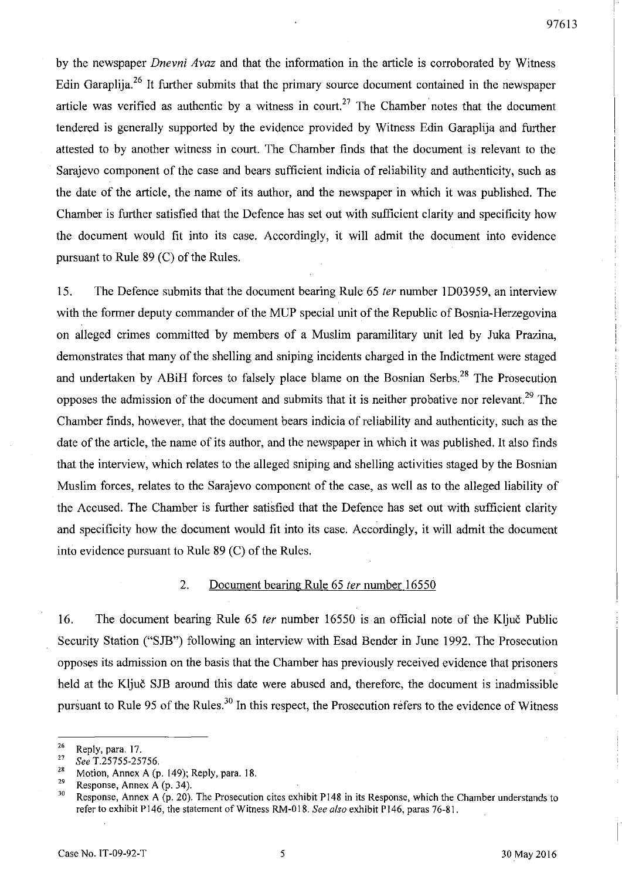by the newspaper *Dnevni Avaz* and that the information in the article is corroborated by Witness Edin Garaplija.[26] It further submits that the primary source document contained in the newspaper article was verified as authentic by a witness in court.[27] The Chamber notes that the document tendered is generally supported by the evidence provided by Witness Edin Garaplija and further attested to by another witness in court. The Chamber finds that the document is relevant to the Sarajevo component of the case and bears sufficient indicia of reliability and authenticity, such as the date of the article, the name of its author, and the newspaper in which it was published. The Chamber is further satisfied that the Defence has set out with sufficient clarity and specificity how the document would fit into its case. Accordingly, it will admit the document into evidence pursuant to Rule 89 (C) of the Rules.

15. The Defence submits that the document bearing Rule 65 *ter* number 1D03959, an interview with the former deputy commander of the MUP special unit of the Republic of Bosnia-Herzegovina on alleged crimes committed by members of a Muslim paramilitary unit led by Juka Prazina, demonstrates that many of the shelling and sniping incidents charged in the Indictment were staged and undertaken by ABiH forces to falsely place blame on the Bosnian Serbs.[28] The Prosecution opposes the admission of the document and submits that it is neither probative nor relevant.[29] The Chamber finds, however, that the document bears indicia of reliability and authenticity, such as the date of the article, the name of its author, and the newspaper in which it was published. It also finds that the interview, which relates to the alleged sniping and shelling activities staged by the Bosnian Muslim forces, relates to the Sarajevo component of the case, as well as to the alleged liability of the Accused. The Chamber is further satisfied that the Defence has set out with sufficient clarity and specificity how the document would fit into its case. Accordingly, it will admit the document into evidence pursuant to Rule 89 (C) of the Rules.

### 2. Document bearing Rule 65 *ter* number 16550

16. The document bearing Rule 65 *ter* number 16550 is an official note of the Ključ Public Security Station ("SJB") following an interview with Esad Bender in June 1992. The Prosecution opposes its admission on the basis that the Chamber has previously received evidence that prisoners held at the Ključ SJB around this date were abused and, therefore, the document is inadmissible pursuant to Rule 95 of the Rules.[30] In this respect, the Prosecution refers to the evidence of Witness

---

[26] Reply, para. 17.

[27] *See* T.25755-25756.

[28] Motion, Annex A (p. 149); Reply, para. 18.

[29] Response, Annex A (p. 34).

[30] Response, Annex A (p. 20). The Prosecution cites exhibit P148 in its Response, which the Chamber understands to refer to exhibit P146, the statement of Witness RM-018. *See also* exhibit P146, paras 76-81.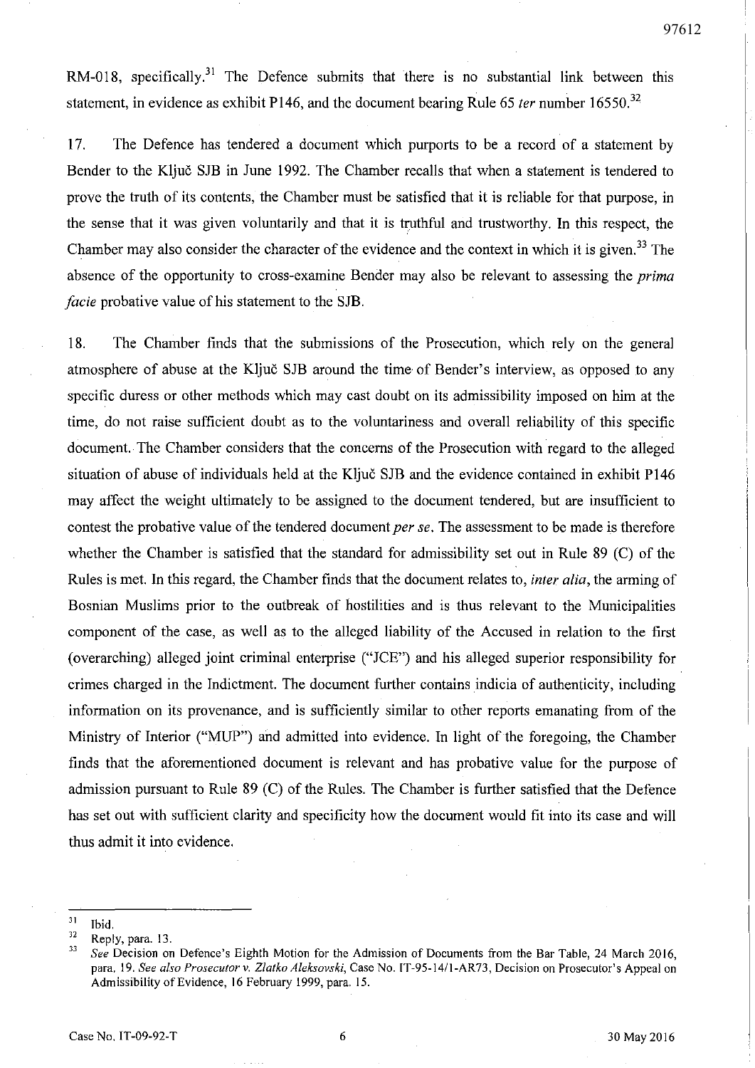RM-018, specifically.[31] The Defence submits that there is no substantial link between this statement, in evidence as exhibit P146, and the document bearing Rule 65 *ter* number 16550.[32]

17. The Defence has tendered a document which purports to be a record of a statement by Bender to the Ključ SJB in June 1992. The Chamber recalls that when a statement is tendered to prove the truth of its contents, the Chamber must be satisfied that it is reliable for that purpose, in the sense that it was given voluntarily and that it is truthful and trustworthy. In this respect, the Chamber may also consider the character of the evidence and the context in which it is given.[33] The absence of the opportunity to cross-examine Bender may also be relevant to assessing the *prima facie* probative value of his statement to the SJB.

18. The Chamber finds that the submissions of the Prosecution, which rely on the general atmosphere of abuse at the Ključ SJB around the time of Bender's interview, as opposed to any specific duress or other methods which may cast doubt on its admissibility imposed on him at the time, do not raise sufficient doubt as to the voluntariness and overall reliability of this specific document. The Chamber considers that the concerns of the Prosecution with regard to the alleged situation of abuse of individuals held at the Ključ SJB and the evidence contained in exhibit P146 may affect the weight ultimately to be assigned to the document tendered, but are insufficient to contest the probative value of the tendered document *per se*. The assessment to be made is therefore whether the Chamber is satisfied that the standard for admissibility set out in Rule 89 (C) of the Rules is met. In this regard, the Chamber finds that the document relates to, *inter alia*, the arming of Bosnian Muslims prior to the outbreak of hostilities and is thus relevant to the Municipalities component of the case, as well as to the alleged liability of the Accused in relation to the first (overarching) alleged joint criminal enterprise ("JCE") and his alleged superior responsibility for crimes charged in the Indictment. The document further contains indicia of authenticity, including information on its provenance, and is sufficiently similar to other reports emanating from of the Ministry of Interior ("MUP") and admitted into evidence. In light of the foregoing, the Chamber finds that the aforementioned document is relevant and has probative value for the purpose of admission pursuant to Rule 89 (C) of the Rules. The Chamber is further satisfied that the Defence has set out with sufficient clarity and specificity how the document would fit into its case and will thus admit it into evidence.

---

[31] Ibid.

[32] Reply, para. 13.

[33] *See* Decision on Defence's Eighth Motion for the Admission of Documents from the Bar Table, 24 March 2016, para. 19. *See also Prosecutor v. Zlatko Aleksovski*, Case No. IT-95-14/1-AR73, Decision on Prosecutor's Appeal on Admissibility of Evidence, 16 February 1999, para. 15.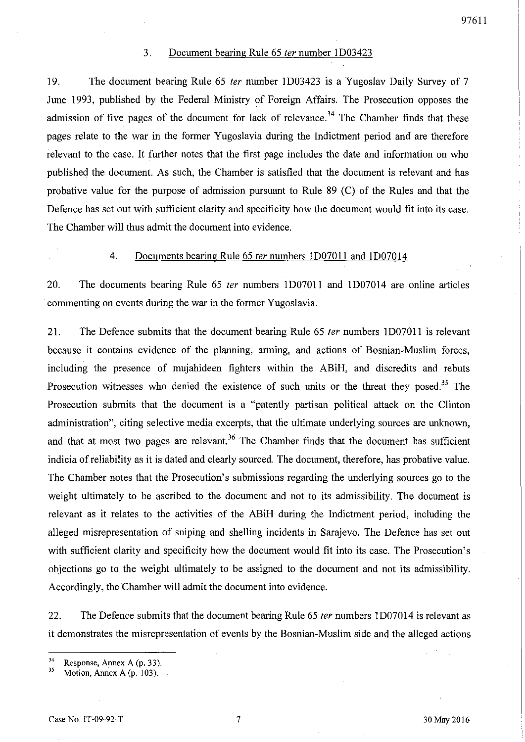### 3. Document bearing Rule 65 *ter* number 1D03423

19. The document bearing Rule 65 *ter* number 1D03423 is a Yugoslav Daily Survey of 7 June 1993, published by the Federal Ministry of Foreign Affairs. The Prosecution opposes the admission of five pages of the document for lack of relevance.[34] The Chamber finds that these pages relate to the war in the former Yugoslavia during the Indictment period and are therefore relevant to the case. It further notes that the first page includes the date and information on who published the document. As such, the Chamber is satisfied that the document is relevant and has probative value for the purpose of admission pursuant to Rule 89 (C) of the Rules and that the Defence has set out with sufficient clarity and specificity how the document would fit into its case. The Chamber will thus admit the document into evidence.

### 4. Documents bearing Rule 65 *ter* numbers 1D07011 and 1D07014

20. The documents bearing Rule 65 *ter* numbers 1D07011 and 1D07014 are online articles commenting on events during the war in the former Yugoslavia.

21. The Defence submits that the document bearing Rule 65 *ter* numbers 1D07011 is relevant because it contains evidence of the planning, arming, and actions of Bosnian-Muslim forces, including the presence of mujahideen fighters within the ABiH, and discredits and rebuts Prosecution witnesses who denied the existence of such units or the threat they posed.[35] The Prosecution submits that the document is a "patently partisan political attack on the Clinton administration", citing selective media excerpts, that the ultimate underlying sources are unknown, and that at most two pages are relevant.[36] The Chamber finds that the document has sufficient indicia of reliability as it is dated and clearly sourced. The document, therefore, has probative value. The Chamber notes that the Prosecution's submissions regarding the underlying sources go to the weight ultimately to be ascribed to the document and not to its admissibility. The document is relevant as it relates to the activities of the ABiH during the Indictment period, including the alleged misrepresentation of sniping and shelling incidents in Sarajevo. The Defence has set out with sufficient clarity and specificity how the document would fit into its case. The Prosecution's objections go to the weight ultimately to be assigned to the document and not its admissibility. Accordingly, the Chamber will admit the document into evidence.

22. The Defence submits that the document bearing Rule 65 *ter* numbers 1D07014 is relevant as it demonstrates the misrepresentation of events by the Bosnian-Muslim side and the alleged actions

---

[34] Response, Annex A (p. 33).

[35] Motion, Annex A (p. 103).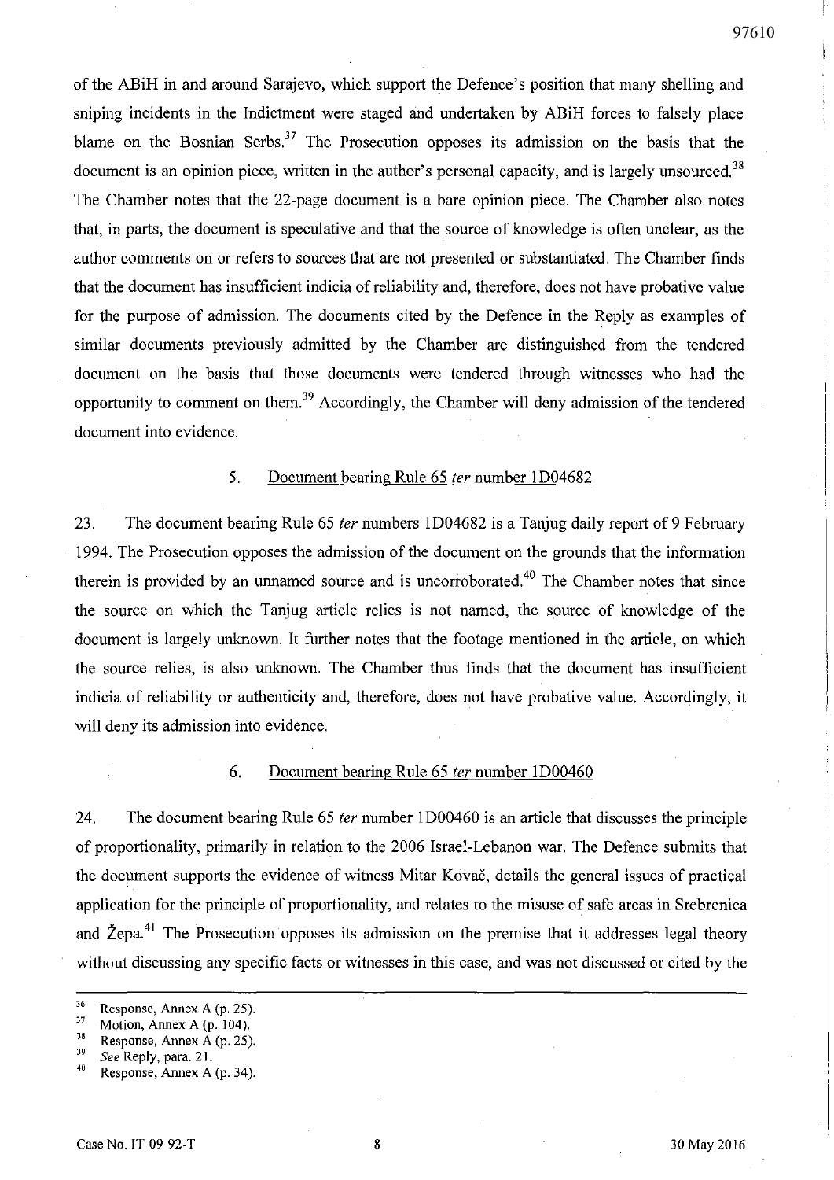of the ABiH in and around Sarajevo, which support the Defence's position that many shelling and sniping incidents in the Indictment were staged and undertaken by ABiH forces to falsely place blame on the Bosnian Serbs.[37] The Prosecution opposes its admission on the basis that the document is an opinion piece, written in the author's personal capacity, and is largely unsourced.[38] The Chamber notes that the 22-page document is a bare opinion piece. The Chamber also notes that, in parts, the document is speculative and that the source of knowledge is often unclear, as the author comments on or refers to sources that are not presented or substantiated. The Chamber finds that the document has insufficient indicia of reliability and, therefore, does not have probative value for the purpose of admission. The documents cited by the Defence in the Reply as examples of similar documents previously admitted by the Chamber are distinguished from the tendered document on the basis that those documents were tendered through witnesses who had the opportunity to comment on them.[39] Accordingly, the Chamber will deny admission of the tendered document into evidence.

### 5. Document bearing Rule 65 *ter* number 1D04682

23. The document bearing Rule 65 *ter* numbers 1D04682 is a Tanjug daily report of 9 February 1994. The Prosecution opposes the admission of the document on the grounds that the information therein is provided by an unnamed source and is uncorroborated.[40] The Chamber notes that since the source on which the Tanjug article relies is not named, the source of knowledge of the document is largely unknown. It further notes that the footage mentioned in the article, on which the source relies, is also unknown. The Chamber thus finds that the document has insufficient indicia of reliability or authenticity and, therefore, does not have probative value. Accordingly, it will deny its admission into evidence.

### 6. Document bearing Rule 65 *ter* number 1D00460

24. The document bearing Rule 65 *ter* number 1D00460 is an article that discusses the principle of proportionality, primarily in relation to the 2006 Israel-Lebanon war. The Defence submits that the document supports the evidence of witness Mitar Kovač, details the general issues of practical application for the principle of proportionality, and relates to the misuse of safe areas in Srebrenica and Žepa.[41] The Prosecution opposes its admission on the premise that it addresses legal theory without discussing any specific facts or witnesses in this case, and was not discussed or cited by the

---

[36] Response, Annex A (p. 25).
[37] Motion, Annex A (p. 104).
[38] Response, Annex A (p. 25).
[39] *See* Reply, para. 21.
[40] Response, Annex A (p. 34).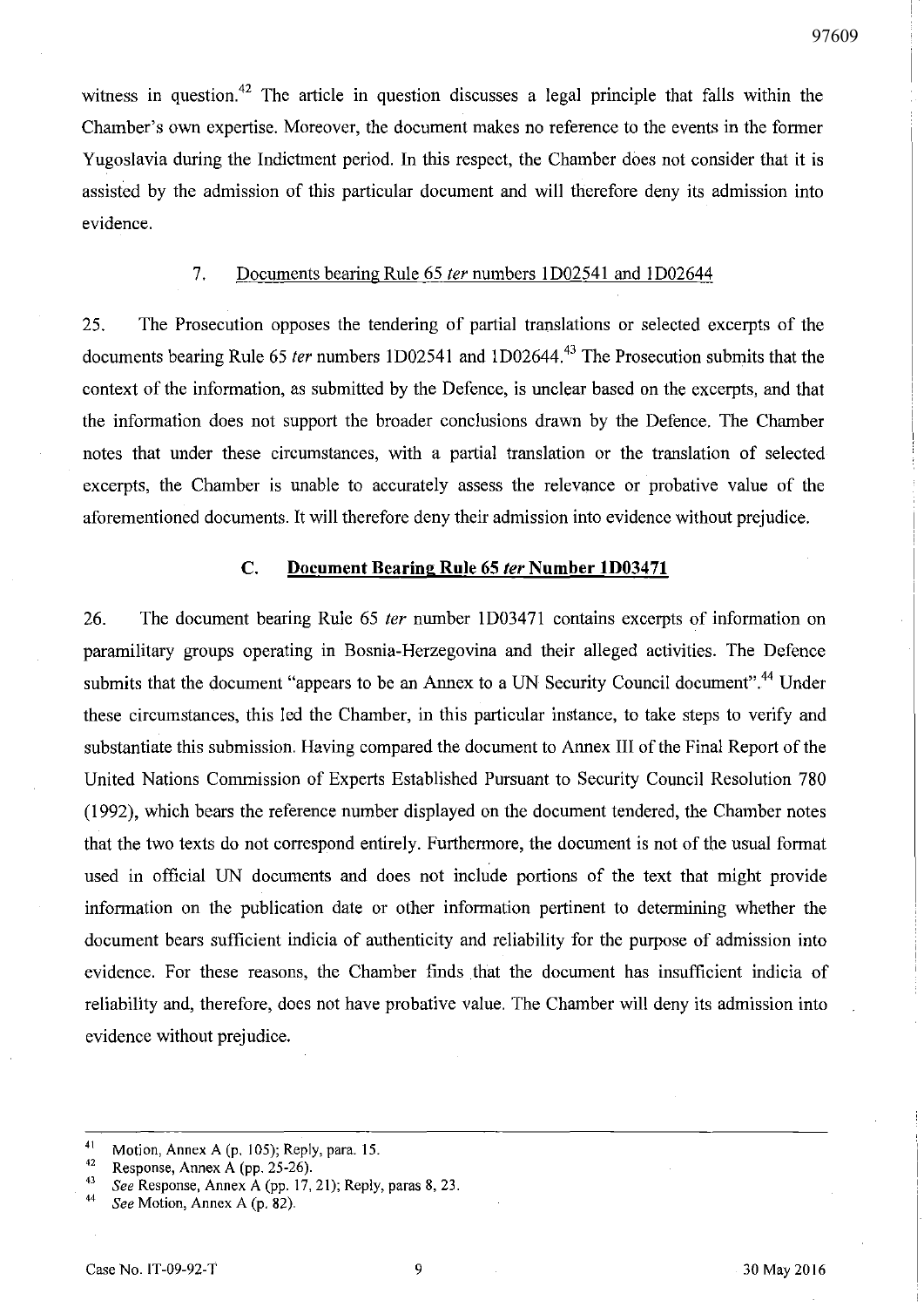witness in question.[42] The article in question discusses a legal principle that falls within the Chamber's own expertise. Moreover, the document makes no reference to the events in the former Yugoslavia during the Indictment period. In this respect, the Chamber does not consider that it is assisted by the admission of this particular document and will therefore deny its admission into evidence.

#### 7. Documents bearing Rule 65 *ter* numbers 1D02541 and 1D02644

25. The Prosecution opposes the tendering of partial translations or selected excerpts of the documents bearing Rule 65 *ter* numbers 1D02541 and 1D02644.[43] The Prosecution submits that the context of the information, as submitted by the Defence, is unclear based on the excerpts, and that the information does not support the broader conclusions drawn by the Defence. The Chamber notes that under these circumstances, with a partial translation or the translation of selected excerpts, the Chamber is unable to accurately assess the relevance or probative value of the aforementioned documents. It will therefore deny their admission into evidence without prejudice.

### C. Document Bearing Rule 65 *ter* Number 1D03471

26. The document bearing Rule 65 *ter* number 1D03471 contains excerpts of information on paramilitary groups operating in Bosnia-Herzegovina and their alleged activities. The Defence submits that the document "appears to be an Annex to a UN Security Council document".[44] Under these circumstances, this led the Chamber, in this particular instance, to take steps to verify and substantiate this submission. Having compared the document to Annex III of the Final Report of the United Nations Commission of Experts Established Pursuant to Security Council Resolution 780 (1992), which bears the reference number displayed on the document tendered, the Chamber notes that the two texts do not correspond entirely. Furthermore, the document is not of the usual format used in official UN documents and does not include portions of the text that might provide information on the publication date or other information pertinent to determining whether the document bears sufficient indicia of authenticity and reliability for the purpose of admission into evidence. For these reasons, the Chamber finds that the document has insufficient indicia of reliability and, therefore, does not have probative value. The Chamber will deny its admission into evidence without prejudice.

---

[41] Motion, Annex A (p. 105); Reply, para. 15.

[42] Response, Annex A (pp. 25-26).

[43] *See* Response, Annex A (pp. 17, 21); Reply, paras 8, 23.

[44] *See* Motion, Annex A (p. 82).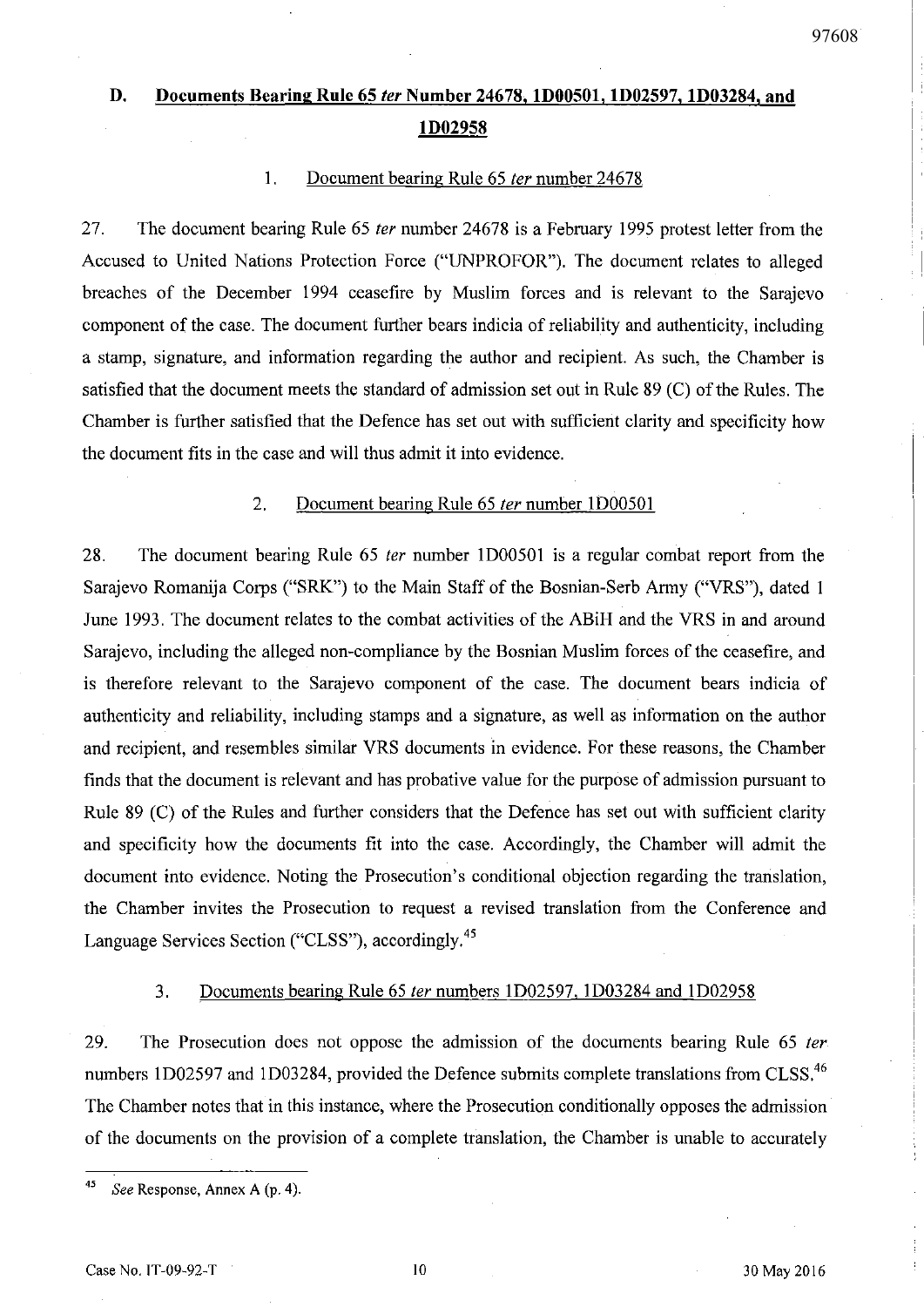## D. Documents Bearing Rule 65 *ter* Number 24678, 1D00501, 1D02597, 1D03284, and 1D02958

### 1. Document bearing Rule 65 *ter* number 24678

27. The document bearing Rule 65 *ter* number 24678 is a February 1995 protest letter from the Accused to United Nations Protection Force ("UNPROFOR"). The document relates to alleged breaches of the December 1994 ceasefire by Muslim forces and is relevant to the Sarajevo component of the case. The document further bears indicia of reliability and authenticity, including a stamp, signature, and information regarding the author and recipient. As such, the Chamber is satisfied that the document meets the standard of admission set out in Rule 89 (C) of the Rules. The Chamber is further satisfied that the Defence has set out with sufficient clarity and specificity how the document fits in the case and will thus admit it into evidence.

### 2. Document bearing Rule 65 *ter* number 1D00501

28. The document bearing Rule 65 *ter* number 1D00501 is a regular combat report from the Sarajevo Romanija Corps ("SRK") to the Main Staff of the Bosnian-Serb Army ("VRS"), dated 1 June 1993. The document relates to the combat activities of the ABiH and the VRS in and around Sarajevo, including the alleged non-compliance by the Bosnian Muslim forces of the ceasefire, and is therefore relevant to the Sarajevo component of the case. The document bears indicia of authenticity and reliability, including stamps and a signature, as well as information on the author and recipient, and resembles similar VRS documents in evidence. For these reasons, the Chamber finds that the document is relevant and has probative value for the purpose of admission pursuant to Rule 89 (C) of the Rules and further considers that the Defence has set out with sufficient clarity and specificity how the documents fit into the case. Accordingly, the Chamber will admit the document into evidence. Noting the Prosecution's conditional objection regarding the translation, the Chamber invites the Prosecution to request a revised translation from the Conference and Language Services Section ("CLSS"), accordingly.[45]

### 3. Documents bearing Rule 65 *ter* numbers 1D02597, 1D03284 and 1D02958

29. The Prosecution does not oppose the admission of the documents bearing Rule 65 *ter* numbers 1D02597 and 1D03284, provided the Defence submits complete translations from CLSS.[46] The Chamber notes that in this instance, where the Prosecution conditionally opposes the admission of the documents on the provision of a complete translation, the Chamber is unable to accurately

---

[45] *See* Response, Annex A (p. 4).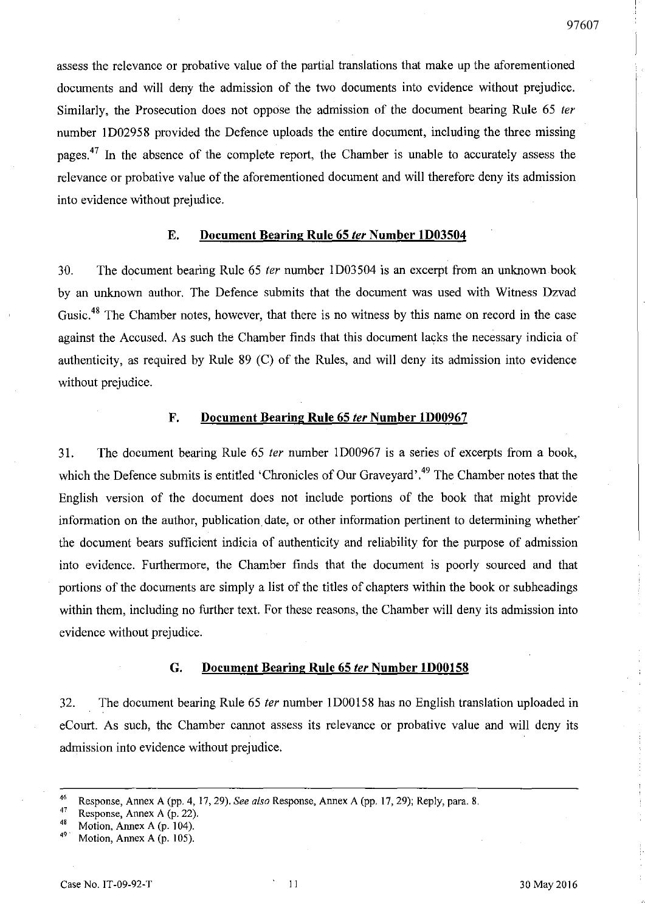assess the relevance or probative value of the partial translations that make up the aforementioned documents and will deny the admission of the two documents into evidence without prejudice. Similarly, the Prosecution does not oppose the admission of the document bearing Rule 65 *ter* number 1D02958 provided the Defence uploads the entire document, including the three missing pages.[47] In the absence of the complete report, the Chamber is unable to accurately assess the relevance or probative value of the aforementioned document and will therefore deny its admission into evidence without prejudice.

### E. Document Bearing Rule 65 *ter* Number 1D03504

30. The document bearing Rule 65 *ter* number 1D03504 is an excerpt from an unknown book by an unknown author. The Defence submits that the document was used with Witness Dzvad Gusic.[48] The Chamber notes, however, that there is no witness by this name on record in the case against the Accused. As such the Chamber finds that this document lacks the necessary indicia of authenticity, as required by Rule 89 (C) of the Rules, and will deny its admission into evidence without prejudice.

### F. Document Bearing Rule 65 *ter* Number 1D00967

31. The document bearing Rule 65 *ter* number 1D00967 is a series of excerpts from a book, which the Defence submits is entitled 'Chronicles of Our Graveyard'.[49] The Chamber notes that the English version of the document does not include portions of the book that might provide information on the author, publication date, or other information pertinent to determining whether the document bears sufficient indicia of authenticity and reliability for the purpose of admission into evidence. Furthermore, the Chamber finds that the document is poorly sourced and that portions of the documents are simply a list of the titles of chapters within the book or subheadings within them, including no further text. For these reasons, the Chamber will deny its admission into evidence without prejudice.

### G. Document Bearing Rule 65 *ter* Number 1D00158

32. The document bearing Rule 65 *ter* number 1D00158 has no English translation uploaded in eCourt. As such, the Chamber cannot assess its relevance or probative value and will deny its admission into evidence without prejudice.

---

[46] Response, Annex A (pp. 4, 17, 29). *See also* Response, Annex A (pp. 17, 29); Reply, para. 8.

[47] Response, Annex A (p. 22).

[48] Motion, Annex A (p. 104).

[49] Motion, Annex A (p. 105).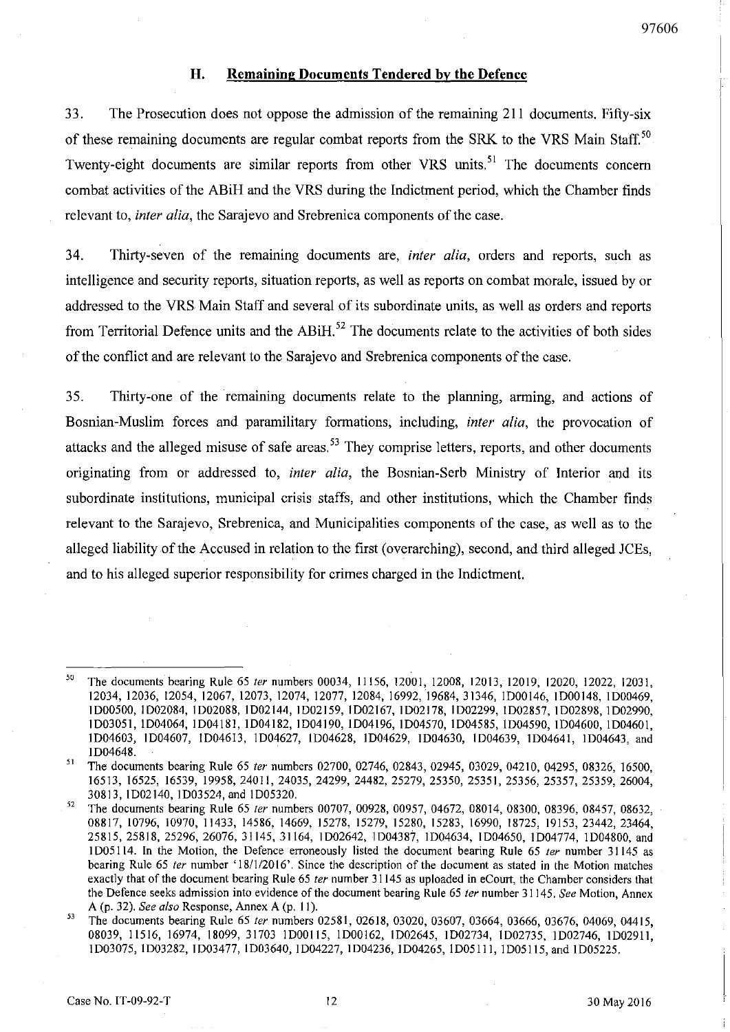## H. Remaining Documents Tendered by the Defence

33. The Prosecution does not oppose the admission of the remaining 211 documents. Fifty-six of these remaining documents are regular combat reports from the SRK to the VRS Main Staff.[50] Twenty-eight documents are similar reports from other VRS units.[51] The documents concern combat activities of the ABiH and the VRS during the Indictment period, which the Chamber finds relevant to, *inter alia*, the Sarajevo and Srebrenica components of the case.

34. Thirty-seven of the remaining documents are, *inter alia*, orders and reports, such as intelligence and security reports, situation reports, as well as reports on combat morale, issued by or addressed to the VRS Main Staff and several of its subordinate units, as well as orders and reports from Territorial Defence units and the ABiH.[52] The documents relate to the activities of both sides of the conflict and are relevant to the Sarajevo and Srebrenica components of the case.

35. Thirty-one of the remaining documents relate to the planning, arming, and actions of Bosnian-Muslim forces and paramilitary formations, including, *inter alia*, the provocation of attacks and the alleged misuse of safe areas.[53] They comprise letters, reports, and other documents originating from or addressed to, *inter alia*, the Bosnian-Serb Ministry of Interior and its subordinate institutions, municipal crisis staffs, and other institutions, which the Chamber finds relevant to the Sarajevo, Srebrenica, and Municipalities components of the case, as well as to the alleged liability of the Accused in relation to the first (overarching), second, and third alleged JCEs, and to his alleged superior responsibility for crimes charged in the Indictment.

---

[50] The documents bearing Rule 65 *ter* numbers 00034, 11156, 12001, 12008, 12013, 12019, 12020, 12022, 12031, 12034, 12036, 12054, 12067, 12073, 12074, 12077, 12084, 16992, 19684, 31346, 1D00146, 1D00148, 1D00469, 1D00500, 1D02084, 1D02088, 1D02144, 1D02159, 1D02167, 1D02178, 1D02299, 1D02857, 1D02898, 1D02990, 1D03051, 1D04064, 1D04181, 1D04182, 1D04190, 1D04196, 1D04570, 1D04585, 1D04590, 1D04600, 1D04601, 1D04603, 1D04607, 1D04613, 1D04627, 1D04628, 1D04629, 1D04630, 1D04639, 1D04641, 1D04643, and 1D04648.

[51] The documents bearing Rule 65 *ter* numbers 02700, 02746, 02843, 02945, 03029, 04210, 04295, 08326, 16500, 16513, 16525, 16539, 19958, 24011, 24035, 24299, 24482, 25279, 25350, 25351, 25356, 25357, 25359, 26004, 30813, 1D02140, 1D03524, and 1D05320.

[52] The documents bearing Rule 65 *ter* numbers 00707, 00928, 00957, 04672, 08014, 08300, 08396, 08457, 08632, 08817, 10796, 10970, 11433, 14586, 14669, 15278, 15279, 15280, 15283, 16990, 18725, 19153, 23442, 23464, 25815, 25818, 25296, 26076, 31145, 31164, 1D02642, 1D04387, 1D04634, 1D04650, 1D04774, 1D04800, and 1D05114. In the Motion, the Defence erroneously listed the document bearing Rule 65 *ter* number 31145 as bearing Rule 65 *ter* number '18/1/2016'. Since the description of the document as stated in the Motion matches exactly that of the document bearing Rule 65 *ter* number 31145 as uploaded in eCourt, the Chamber considers that the Defence seeks admission into evidence of the document bearing Rule 65 *ter* number 31145. *See* Motion, Annex A (p. 32). *See also* Response, Annex A (p. 11).

[53] The documents bearing Rule 65 *ter* numbers 02581, 02618, 03020, 03607, 03664, 03666, 03676, 04069, 04415, 08039, 11516, 16974, 18099, 31703 1D00115, 1D00162, 1D02645, 1D02734, 1D02735, 1D02746, 1D02911, 1D03075, 1D03282, 1D03477, 1D03640, 1D04227, 1D04236, 1D04265, 1D05111, 1D05115, and 1D05225.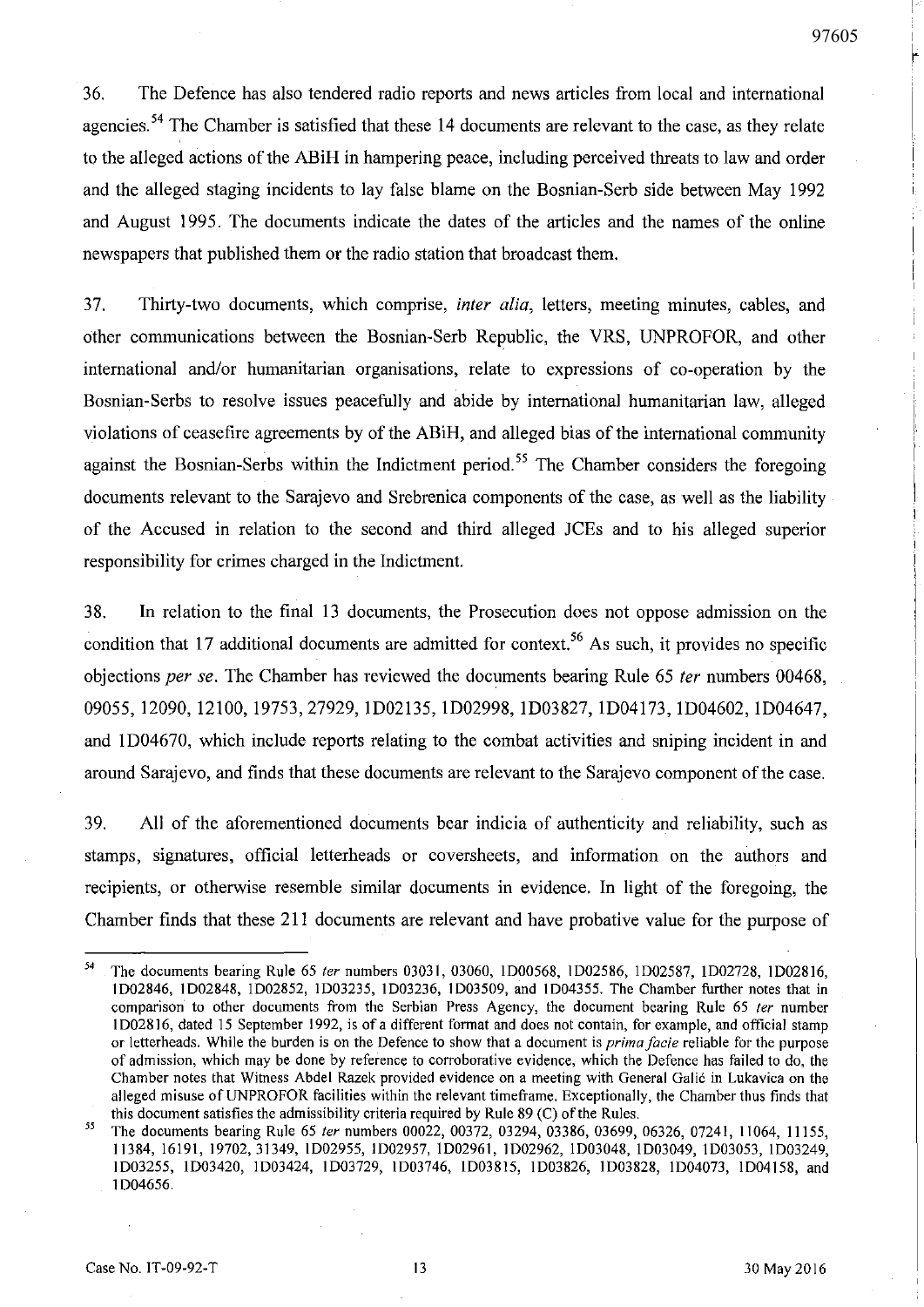36. The Defence has also tendered radio reports and news articles from local and international agencies.[54] The Chamber is satisfied that these 14 documents are relevant to the case, as they relate to the alleged actions of the ABiH in hampering peace, including perceived threats to law and order and the alleged staging incidents to lay false blame on the Bosnian-Serb side between May 1992 and August 1995. The documents indicate the dates of the articles and the names of the online newspapers that published them or the radio station that broadcast them.

37. Thirty-two documents, which comprise, *inter alia*, letters, meeting minutes, cables, and other communications between the Bosnian-Serb Republic, the VRS, UNPROFOR, and other international and/or humanitarian organisations, relate to expressions of co-operation by the Bosnian-Serbs to resolve issues peacefully and abide by international humanitarian law, alleged violations of ceasefire agreements by of the ABiH, and alleged bias of the international community against the Bosnian-Serbs within the Indictment period.[55] The Chamber considers the foregoing documents relevant to the Sarajevo and Srebrenica components of the case, as well as the liability of the Accused in relation to the second and third alleged JCEs and to his alleged superior responsibility for crimes charged in the Indictment.

38. In relation to the final 13 documents, the Prosecution does not oppose admission on the condition that 17 additional documents are admitted for context.[56] As such, it provides no specific objections *per se*. The Chamber has reviewed the documents bearing Rule 65 *ter* numbers 00468, 09055, 12090, 12100, 19753, 27929, 1D02135, 1D02998, 1D03827, 1D04173, 1D04602, 1D04647, and 1D04670, which include reports relating to the combat activities and sniping incident in and around Sarajevo, and finds that these documents are relevant to the Sarajevo component of the case.

39. All of the aforementioned documents bear indicia of authenticity and reliability, such as stamps, signatures, official letterheads or coversheets, and information on the authors and recipients, or otherwise resemble similar documents in evidence. In light of the foregoing, the Chamber finds that these 211 documents are relevant and have probative value for the purpose of

---

[54] The documents bearing Rule 65 *ter* numbers 03031, 03060, 1D00568, 1D02586, 1D02587, 1D02728, 1D02816, 1D02846, 1D02848, 1D02852, 1D03235, 1D03236, 1D03509, and 1D04355. The Chamber further notes that in comparison to other documents from the Serbian Press Agency, the document bearing Rule 65 *ter* number 1D02816, dated 15 September 1992, is of a different format and does not contain, for example, and official stamp or letterheads. While the burden is on the Defence to show that a document is *prima facie* reliable for the purpose of admission, which may be done by reference to corroborative evidence, which the Defence has failed to do, the Chamber notes that Witness Abdel Razek provided evidence on a meeting with General Galić in Lukavica on the alleged misuse of UNPROFOR facilities within the relevant timeframe. Exceptionally, the Chamber thus finds that this document satisfies the admissibility criteria required by Rule 89 (C) of the Rules.

[55] The documents bearing Rule 65 *ter* numbers 00022, 00372, 03294, 03386, 03699, 06326, 07241, 11064, 11155, 11384, 16191, 19702, 31349, 1D02955, 1D02957, 1D02961, 1D02962, 1D03048, 1D03049, 1D03053, 1D03249, 1D03255, 1D03420, 1D03424, 1D03729, 1D03746, 1D03815, 1D03826, 1D03828, 1D04073, 1D04158, and 1D04656.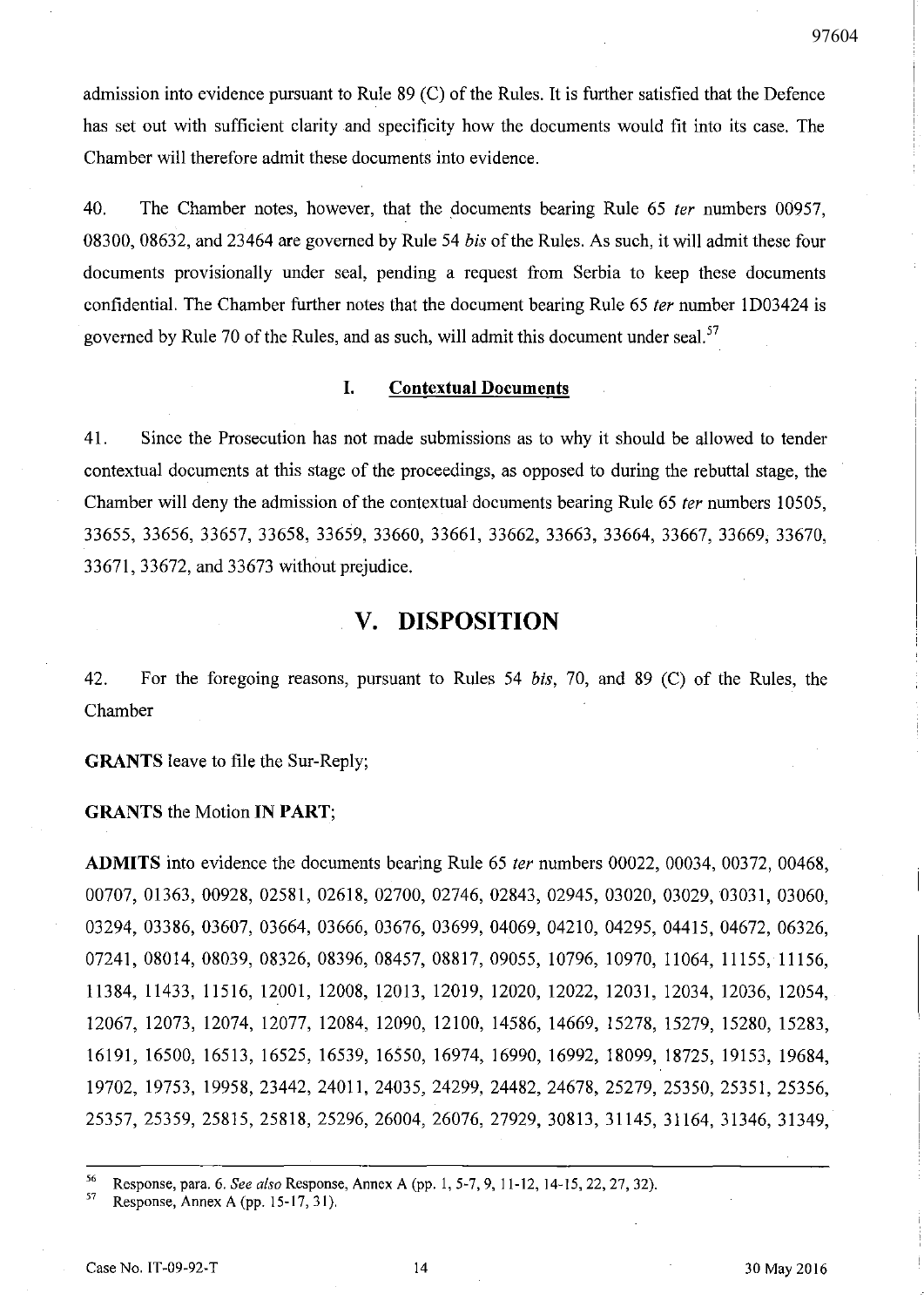admission into evidence pursuant to Rule 89 (C) of the Rules. It is further satisfied that the Defence has set out with sufficient clarity and specificity how the documents would fit into its case. The Chamber will therefore admit these documents into evidence.

40. The Chamber notes, however, that the documents bearing Rule 65 *ter* numbers 00957, 08300, 08632, and 23464 are governed by Rule 54 *bis* of the Rules. As such, it will admit these four documents provisionally under seal, pending a request from Serbia to keep these documents confidential. The Chamber further notes that the document bearing Rule 65 *ter* number 1D03424 is governed by Rule 70 of the Rules, and as such, will admit this document under seal.[57]

### I. Contextual Documents

41. Since the Prosecution has not made submissions as to why it should be allowed to tender contextual documents at this stage of the proceedings, as opposed to during the rebuttal stage, the Chamber will deny the admission of the contextual documents bearing Rule 65 *ter* numbers 10505, 33655, 33656, 33657, 33658, 33659, 33660, 33661, 33662, 33663, 33664, 33667, 33669, 33670, 33671, 33672, and 33673 without prejudice.

## V. DISPOSITION

42. For the foregoing reasons, pursuant to Rules 54 *bis*, 70, and 89 (C) of the Rules, the Chamber

**GRANTS** leave to file the Sur-Reply;

**GRANTS** the Motion **IN PART**;

**ADMITS** into evidence the documents bearing Rule 65 *ter* numbers 00022, 00034, 00372, 00468, 00707, 01363, 00928, 02581, 02618, 02700, 02746, 02843, 02945, 03020, 03029, 03031, 03060, 03294, 03386, 03607, 03664, 03666, 03676, 03699, 04069, 04210, 04295, 04415, 04672, 06326, 07241, 08014, 08039, 08326, 08396, 08457, 08817, 09055, 10796, 10970, 11064, 11155, 11156, 11384, 11433, 11516, 12001, 12008, 12013, 12019, 12020, 12022, 12031, 12034, 12036, 12054, 12067, 12073, 12074, 12077, 12084, 12090, 12100, 14586, 14669, 15278, 15279, 15280, 15283, 16191, 16500, 16513, 16525, 16539, 16550, 16974, 16990, 16992, 18099, 18725, 19153, 19684, 19702, 19753, 19958, 23442, 24011, 24035, 24299, 24482, 24678, 25279, 25350, 25351, 25356, 25357, 25359, 25815, 25818, 25296, 26004, 26076, 27929, 30813, 31145, 31164, 31346, 31349,

---

[56] Response, para. 6. *See also* Response, Annex A (pp. 1, 5-7, 9, 11-12, 14-15, 22, 27, 32).

[57] Response, Annex A (pp. 15-17, 31).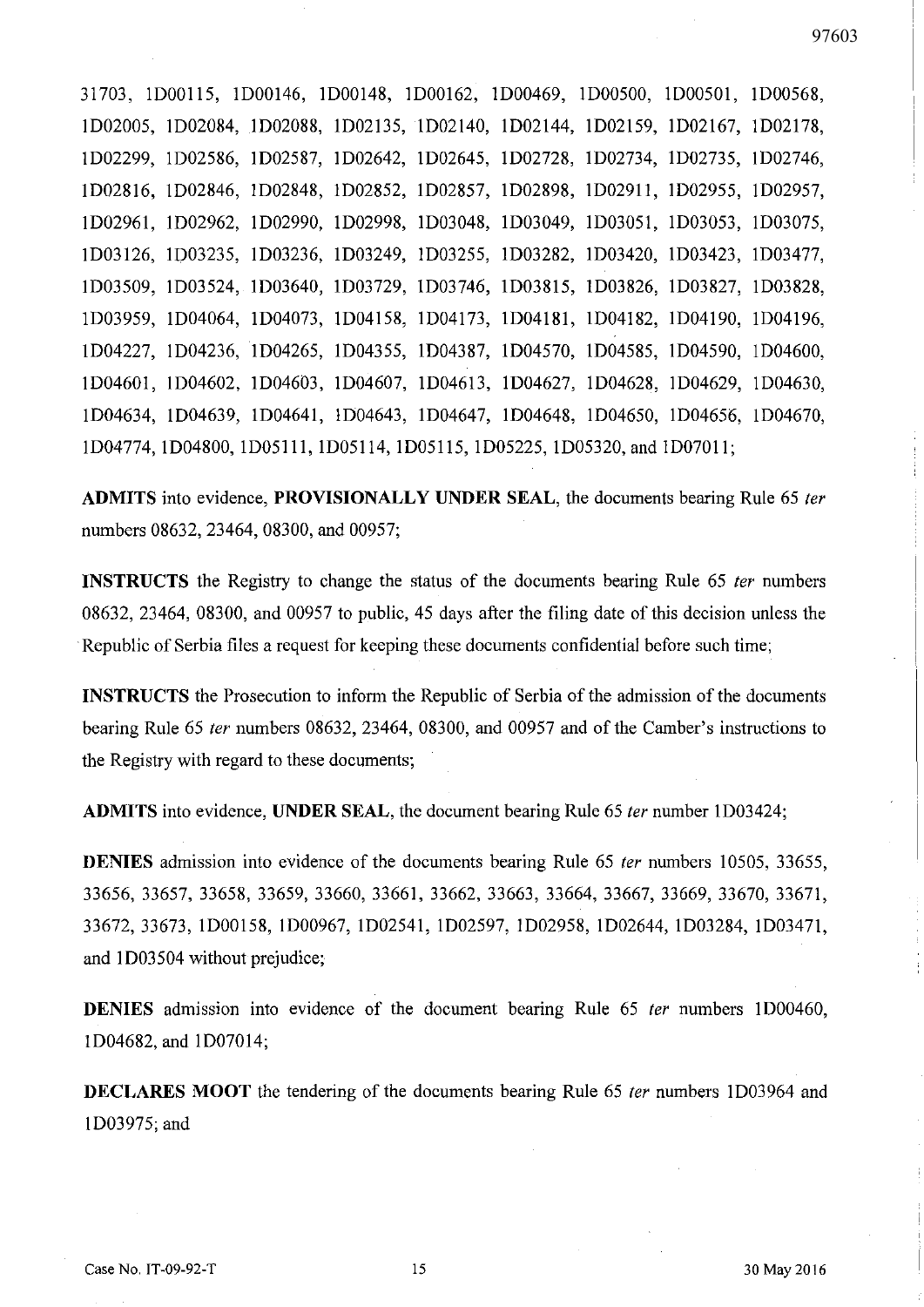31703, 1D00115, 1D00146, 1D00148, 1D00162, 1D00469, 1D00500, 1D00501, 1D00568, 1D02005, 1D02084, 1D02088, 1D02135, 1D02140, 1D02144, 1D02159, 1D02167, 1D02178, 1D02299, 1D02586, 1D02587, 1D02642, 1D02645, 1D02728, 1D02734, 1D02735, 1D02746, 1D02816, 1D02846, 1D02848, 1D02852, 1D02857, 1D02898, 1D02911, 1D02955, 1D02957, 1D02961, 1D02962, 1D02990, 1D02998, 1D03048, 1D03049, 1D03051, 1D03053, 1D03075, 1D03126, 1D03235, 1D03236, 1D03249, 1D03255, 1D03282, 1D03420, 1D03423, 1D03477, 1D03509, 1D03524, 1D03640, 1D03729, 1D03746, 1D03815, 1D03826, 1D03827, 1D03828, 1D03959, 1D04064, 1D04073, 1D04158, 1D04173, 1D04181, 1D04182, 1D04190, 1D04196, 1D04227, 1D04236, 1D04265, 1D04355, 1D04387, 1D04570, 1D04585, 1D04590, 1D04600, 1D04601, 1D04602, 1D04603, 1D04607, 1D04613, 1D04627, 1D04628, 1D04629, 1D04630, 1D04634, 1D04639, 1D04641, 1D04643, 1D04647, 1D04648, 1D04650, 1D04656, 1D04670, 1D04774, 1D04800, 1D05111, 1D05114, 1D05115, 1D05225, 1D05320, and 1D07011;

**ADMITS** into evidence, **PROVISIONALLY UNDER SEAL**, the documents bearing Rule 65 *ter* numbers 08632, 23464, 08300, and 00957;

**INSTRUCTS** the Registry to change the status of the documents bearing Rule 65 *ter* numbers 08632, 23464, 08300, and 00957 to public, 45 days after the filing date of this decision unless the Republic of Serbia files a request for keeping these documents confidential before such time;

**INSTRUCTS** the Prosecution to inform the Republic of Serbia of the admission of the documents bearing Rule 65 *ter* numbers 08632, 23464, 08300, and 00957 and of the Camber's instructions to the Registry with regard to these documents;

**ADMITS** into evidence, **UNDER SEAL**, the document bearing Rule 65 *ter* number 1D03424;

**DENIES** admission into evidence of the documents bearing Rule 65 *ter* numbers 10505, 33655, 33656, 33657, 33658, 33659, 33660, 33661, 33662, 33663, 33664, 33667, 33669, 33670, 33671, 33672, 33673, 1D00158, 1D00967, 1D02541, 1D02597, 1D02958, 1D02644, 1D03284, 1D03471, and 1D03504 without prejudice;

**DENIES** admission into evidence of the document bearing Rule 65 *ter* numbers 1D00460, 1D04682, and 1D07014;

**DECLARES MOOT** the tendering of the documents bearing Rule 65 *ter* numbers 1D03964 and 1D03975; and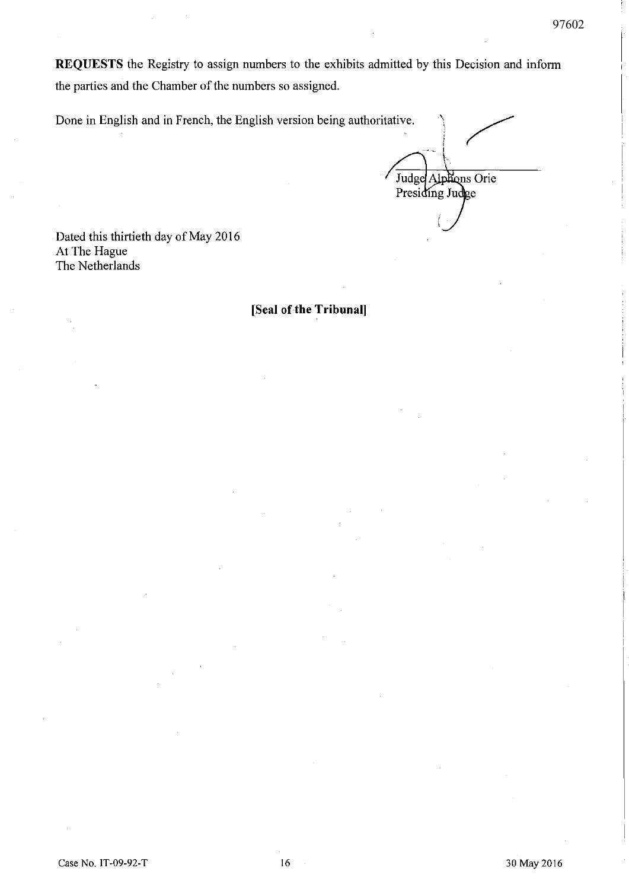**REQUESTS** the Registry to assign numbers to the exhibits admitted by this Decision and inform the parties and the Chamber of the numbers so assigned.

Done in English and in French, the English version being authoritative.

Judge Alphons Orie
Presiding Judge

Dated this thirtieth day of May 2016
At The Hague
The Netherlands

**[Seal of the Tribunal]**